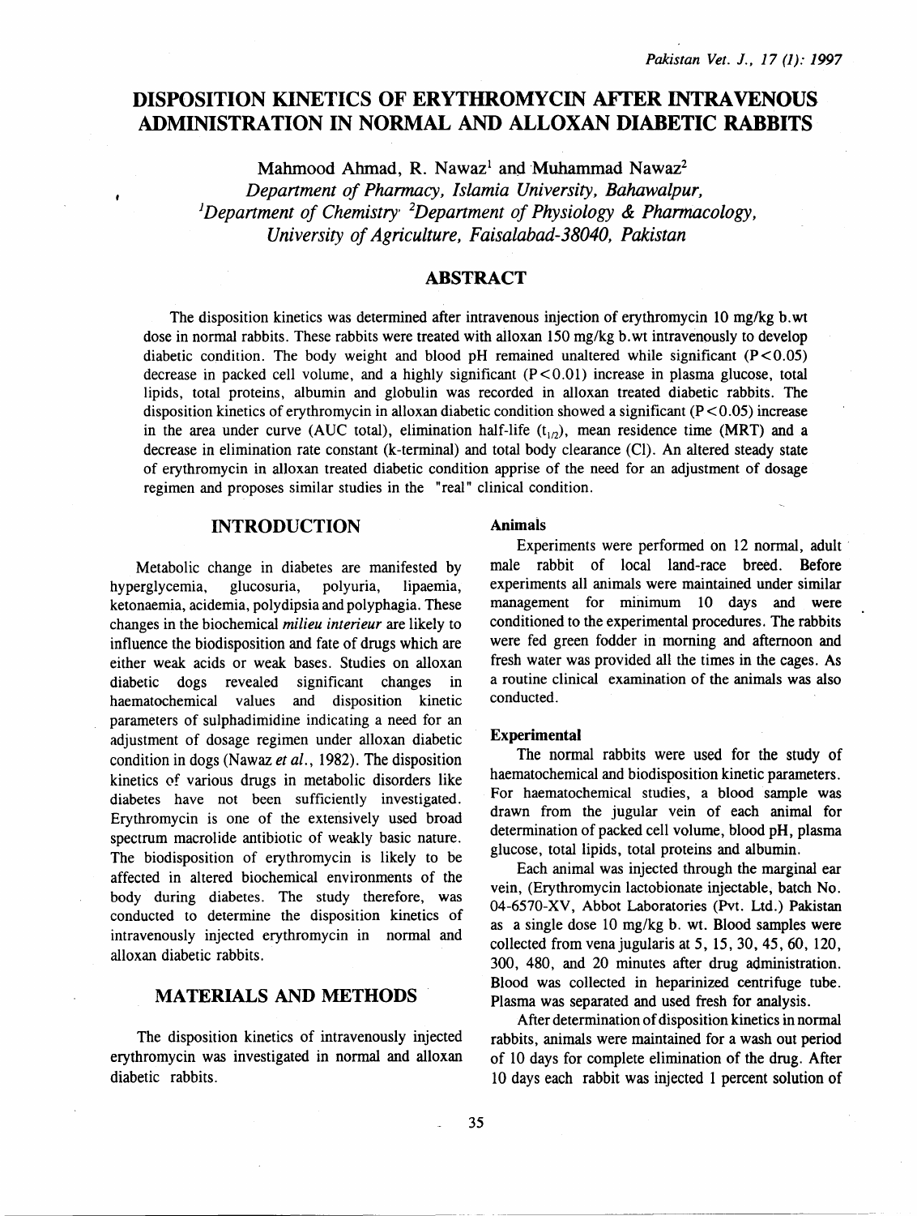# DISPOSITION KINETICS OF ERYTHROMYCIN AFTER INTRAVENOUS ADMINISTRATION IN NORMAL AND ALLOXAN DIABETIC RABBITS

Mahmood Ahmad, R. Nawaz[1] and Muhammad Nawaz[2]

*Department of Pharmacy, Islamia University, Bahawalpur,*
*[1]Department of Chemistry [2]Department of Physiology & Pharmacology,*
*University of Agriculture, Faisalabad-38040, Pakistan*

## ABSTRACT

The disposition kinetics was determined after intravenous injection of erythromycin 10 mg/kg b.wt dose in normal rabbits. These rabbits were treated with alloxan 150 mg/kg b.wt intravenously to develop diabetic condition. The body weight and blood pH remained unaltered while significant ($P<0.05$) decrease in packed cell volume, and a highly significant ($P<0.01$) increase in plasma glucose, total lipids, total proteins, albumin and globulin was recorded in alloxan treated diabetic rabbits. The disposition kinetics of erythromycin in alloxan diabetic condition showed a significant ($P<0.05$) increase in the area under curve (AUC total), elimination half-life ($t_{1/2}$), mean residence time (MRT) and a decrease in elimination rate constant (k-terminal) and total body clearance (Cl). An altered steady state of erythromycin in alloxan treated diabetic condition apprise of the need for an adjustment of dosage regimen and proposes similar studies in the "real" clinical condition.

## INTRODUCTION

Metabolic change in diabetes are manifested by hyperglycemia, glucosuria, polyuria, lipaemia, ketonaemia, acidemia, polydipsia and polyphagia. These changes in the biochemical *milieu interieur* are likely to influence the biodisposition and fate of drugs which are either weak acids or weak bases. Studies on alloxan diabetic dogs revealed significant changes in haematochemical values and disposition kinetic parameters of sulphadimidine indicating a need for an adjustment of dosage regimen under alloxan diabetic condition in dogs (Nawaz *et al.*, 1982). The disposition kinetics of various drugs in metabolic disorders like diabetes have not been sufficiently investigated. Erythromycin is one of the extensively used broad spectrum macrolide antibiotic of weakly basic nature. The biodisposition of erythromycin is likely to be affected in altered biochemical environments of the body during diabetes. The study therefore, was conducted to determine the disposition kinetics of intravenously injected erythromycin in normal and alloxan diabetic rabbits.

## MATERIALS AND METHODS

The disposition kinetics of intravenously injected erythromycin was investigated in normal and alloxan diabetic rabbits.

### Animals

Experiments were performed on 12 normal, adult male rabbit of local land-race breed. Before experiments all animals were maintained under similar management for minimum 10 days and were conditioned to the experimental procedures. The rabbits were fed green fodder in morning and afternoon and fresh water was provided all the times in the cages. As a routine clinical examination of the animals was also conducted.

### Experimental

The normal rabbits were used for the study of haematochemical and biodisposition kinetic parameters. For haematochemical studies, a blood sample was drawn from the jugular vein of each animal for determination of packed cell volume, blood pH, plasma glucose, total lipids, total proteins and albumin.

Each animal was injected through the marginal ear vein, (Erythromycin lactobionate injectable, batch No. 04-6570-XV, Abbot Laboratories (Pvt. Ltd.) Pakistan as a single dose 10 mg/kg b. wt. Blood samples were collected from vena jugularis at 5, 15, 30, 45, 60, 120, 300, 480, and 20 minutes after drug administration. Blood was collected in heparinized centrifuge tube. Plasma was separated and used fresh for analysis.

After determination of disposition kinetics in normal rabbits, animals were maintained for a wash out period of 10 days for complete elimination of the drug. After 10 days each rabbit was injected 1 percent solution of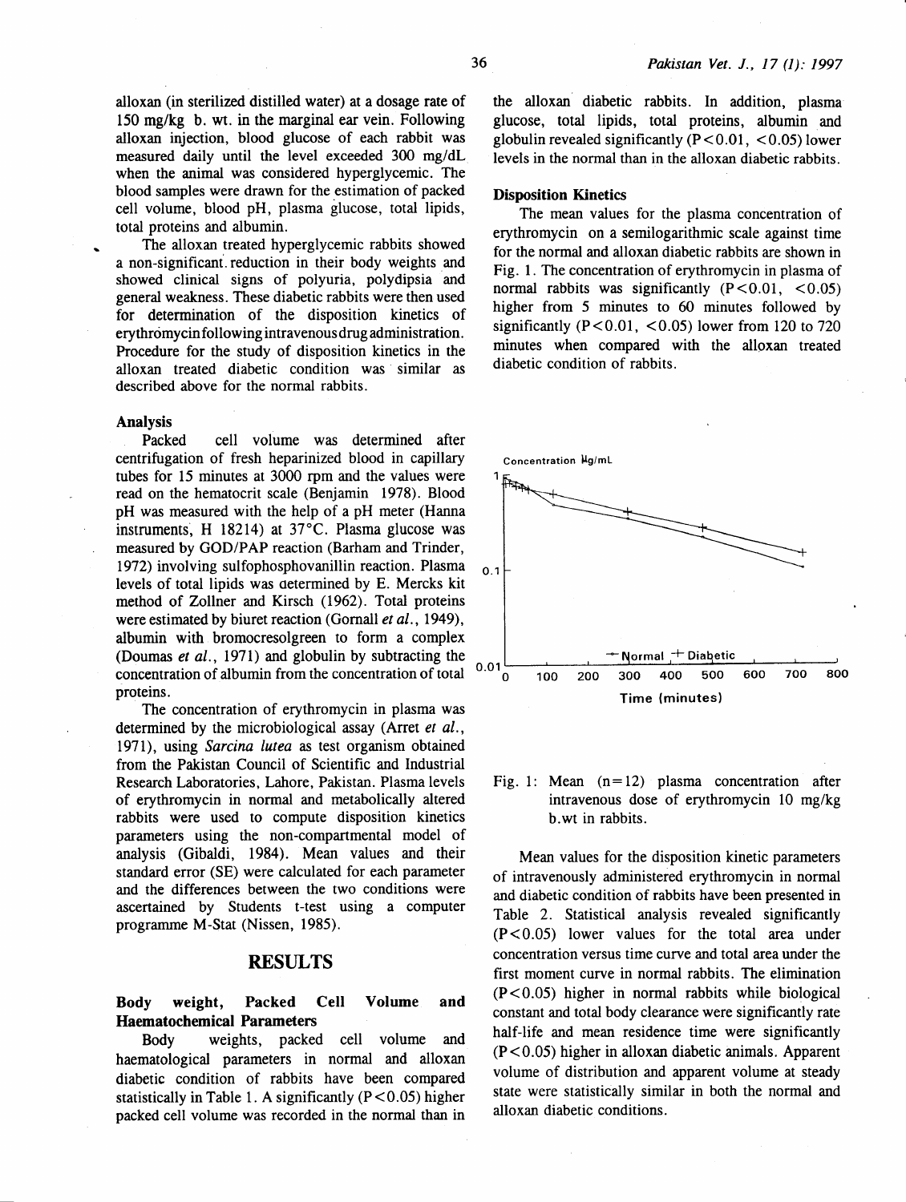alloxan (in sterilized distilled water) at a dosage rate of 150 mg/kg b. wt. in the marginal ear vein. Following alloxan injection, blood glucose of each rabbit was measured daily until the level exceeded 300 mg/dL when the animal was considered hyperglycemic. The blood samples were drawn for the estimation of packed cell volume, blood pH, plasma glucose, total lipids, total proteins and albumin.

The alloxan treated hyperglycemic rabbits showed a non-significant reduction in their body weights and showed clinical signs of polyuria, polydipsia and general weakness. These diabetic rabbits were then used for determination of the disposition kinetics of erythromycin following intravenous drug administration. Procedure for the study of disposition kinetics in the alloxan treated diabetic condition was similar as described above for the normal rabbits.

### Analysis

Packed cell volume was determined after centrifugation of fresh heparinized blood in capillary tubes for 15 minutes at 3000 rpm and the values were read on the hematocrit scale (Benjamin 1978). Blood pH was measured with the help of a pH meter (Hanna instruments, H 18214) at 37°C. Plasma glucose was measured by GOD/PAP reaction (Barham and Trinder, 1972) involving sulfophosphovanillin reaction. Plasma levels of total lipids was determined by E. Mercks kit method of Zollner and Kirsch (1962). Total proteins were estimated by biuret reaction (Gornall *et al.*, 1949), albumin with bromocresolgreen to form a complex (Doumas *et al.*, 1971) and globulin by subtracting the concentration of albumin from the concentration of total proteins.

The concentration of erythromycin in plasma was determined by the microbiological assay (Arret *et al.*, 1971), using *Sarcina lutea* as test organism obtained from the Pakistan Council of Scientific and Industrial Research Laboratories, Lahore, Pakistan. Plasma levels of erythromycin in normal and metabolically altered rabbits were used to compute disposition kinetics parameters using the non-compartmental model of analysis (Gibaldi, 1984). Mean values and their standard error (SE) were calculated for each parameter and the differences between the two conditions were ascertained by Students t-test using a computer programme M-Stat (Nissen, 1985).

## RESULTS

### Body weight, Packed Cell Volume and Haematochemical Parameters

Body weights, packed cell volume and haematological parameters in normal and alloxan diabetic condition of rabbits have been compared statistically in Table 1. A significantly ($P<0.05$) higher packed cell volume was recorded in the normal than in the alloxan diabetic rabbits. In addition, plasma glucose, total lipids, total proteins, albumin and globulin revealed significantly ($P<0.01$, $<0.05$) lower levels in the normal than in the alloxan diabetic rabbits.

### Disposition Kinetics

The mean values for the plasma concentration of erythromycin on a semilogarithmic scale against time for the normal and alloxan diabetic rabbits are shown in Fig. 1. The concentration of erythromycin in plasma of normal rabbits was significantly ($P<0.01$, $<0.05$) higher from 5 minutes to 60 minutes followed by significantly ($P<0.01$, $<0.05$) lower from 120 to 720 minutes when compared with the alloxan treated diabetic condition of rabbits.

Fig. 1: Mean (n=12) plasma concentration after intravenous dose of erythromycin 10 mg/kg b.wt in rabbits.

Mean values for the disposition kinetic parameters of intravenously administered erythromycin in normal and diabetic condition of rabbits have been presented in Table 2. Statistical analysis revealed significantly ($P<0.05$) lower values for the total area under concentration versus time curve and total area under the first moment curve in normal rabbits. The elimination ($P<0.05$) higher in normal rabbits while biological constant and total body clearance were significantly rate half-life and mean residence time were significantly ($P<0.05$) higher in alloxan diabetic animals. Apparent volume of distribution and apparent volume at steady state were statistically similar in both the normal and alloxan diabetic conditions.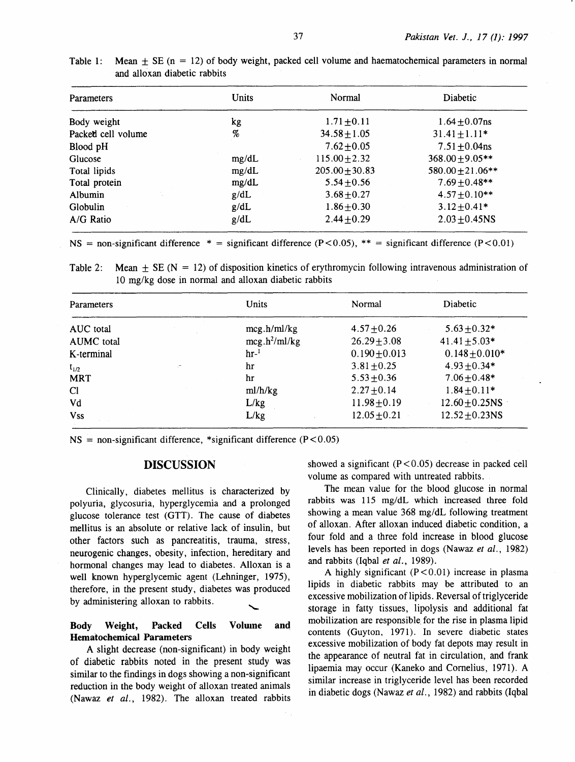Table 1: Mean ± SE (n = 12) of body weight, packed cell volume and haematochemical parameters in normal and alloxan diabetic rabbits

| Parameters | Units | Normal | Diabetic |
|---|---|---|---|
| Body weight | kg | 1.71±0.11 | 1.64±0.07ns |
| Packed cell volume | % | 34.58±1.05 | 31.41±1.11* |
| Blood pH | | 7.62±0.05 | 7.51±0.04ns |
| Glucose | mg/dL | 115.00±2.32 | 368.00±9.05** |
| Total lipids | mg/dL | 205.00±30.83 | 580.00±21.06** |
| Total protein | mg/dL | 5.54±0.56 | 7.69±0.48** |
| Albumin | g/dL | 3.68±0.27 | 4.57±0.10** |
| Globulin | g/dL | 1.86±0.30 | 3.12±0.41* |
| A/G Ratio | g/dL | 2.44±0.29 | 2.03±0.45NS |

NS = non-significant difference * = significant difference ($P<0.05$), ** = significant difference ($P<0.01$)

Table 2: Mean ± SE (N = 12) of disposition kinetics of erythromycin following intravenous administration of 10 mg/kg dose in normal and alloxan diabetic rabbits

| Parameters | Units | Normal | Diabetic |
|---|---|---|---|
| AUC total | mcg.h/ml/kg | 4.57±0.26 | 5.63±0.32* |
| AUMC total | mcg.h$^2$/ml/kg | 26.29±3.08 | 41.41±5.03* |
| K-terminal | hr$^{-1}$ | 0.190±0.013 | 0.148±0.010* |
| $t_{1/2}$ | hr | 3.81±0.25 | 4.93±0.34* |
| MRT | hr | 5.53±0.36 | 7.06±0.48* |
| Cl | ml/h/kg | 2.27±0.14 | 1.84±0.11* |
| Vd | L/kg | 11.98±0.19 | 12.60±0.25NS |
| Vss | L/kg | 12.05±0.21 | 12.52±0.23NS |

NS = non-significant difference, *significant difference ($P<0.05$)

## DISCUSSION

Clinically, diabetes mellitus is characterized by polyuria, glycosuria, hyperglycemia and a prolonged glucose tolerance test (GTT). The cause of diabetes mellitus is an absolute or relative lack of insulin, but other factors such as pancreatitis, trauma, stress, neurogenic changes, obesity, infection, hereditary and hormonal changes may lead to diabetes. Alloxan is a well known hyperglycemic agent (Lehninger, 1975), therefore, in the present study, diabetes was produced by administering alloxan to rabbits.

### Body Weight, Packed Cells Volume and Hematochemical Parameters

A slight decrease (non-significant) in body weight of diabetic rabbits noted in the present study was similar to the findings in dogs showing a non-significant reduction in the body weight of alloxan treated animals (Nawaz *et al.*, 1982). The alloxan treated rabbits showed a significant ($P<0.05$) decrease in packed cell volume as compared with untreated rabbits.

The mean value for the blood glucose in normal rabbits was 115 mg/dL which increased three fold showing a mean value 368 mg/dL following treatment of alloxan. After alloxan induced diabetic condition, a four fold and a three fold increase in blood glucose levels has been reported in dogs (Nawaz *et al.*, 1982) and rabbits (Iqbal *et al.*, 1989).

A highly significant ($P<0.01$) increase in plasma lipids in diabetic rabbits may be attributed to an excessive mobilization of lipids. Reversal of triglyceride storage in fatty tissues, lipolysis and additional fat mobilization are responsible for the rise in plasma lipid contents (Guyton, 1971). In severe diabetic states excessive mobilization of body fat depots may result in the appearance of neutral fat in circulation, and frank lipaemia may occur (Kaneko and Cornelius, 1971). A similar increase in triglyceride level has been recorded in diabetic dogs (Nawaz *et al.*, 1982) and rabbits (Iqbal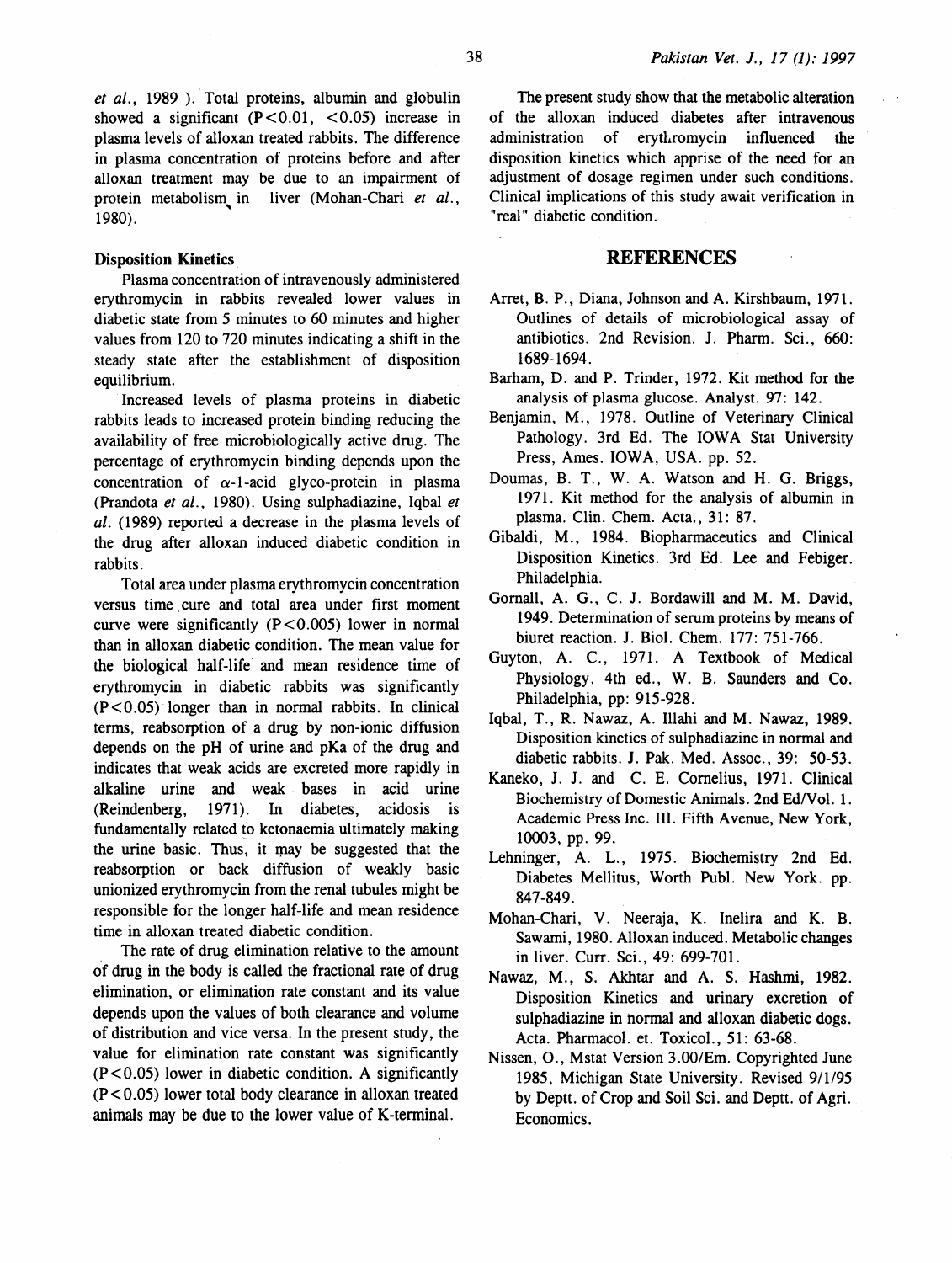*et al.*, 1989 ). Total proteins, albumin and globulin showed a significant ($P<0.01$, $<0.05$) increase in plasma levels of alloxan treated rabbits. The difference in plasma concentration of proteins before and after alloxan treatment may be due to an impairment of protein metabolism in liver (Mohan-Chari *et al.*, 1980).

### Disposition Kinetics

Plasma concentration of intravenously administered erythromycin in rabbits revealed lower values in diabetic state from 5 minutes to 60 minutes and higher values from 120 to 720 minutes indicating a shift in the steady state after the establishment of disposition equilibrium.

Increased levels of plasma proteins in diabetic rabbits leads to increased protein binding reducing the availability of free microbiologically active drug. The percentage of erythromycin binding depends upon the concentration of $\alpha$-1-acid glyco-protein in plasma (Prandota *et al.*, 1980). Using sulphadiazine, Iqbal *et al.* (1989) reported a decrease in the plasma levels of the drug after alloxan induced diabetic condition in rabbits.

Total area under plasma erythromycin concentration versus time cure and total area under first moment curve were significantly ($P<0.005$) lower in normal than in alloxan diabetic condition. The mean value for the biological half-life and mean residence time of erythromycin in diabetic rabbits was significantly ($P<0.05$) longer than in normal rabbits. In clinical terms, reabsorption of a drug by non-ionic diffusion depends on the pH of urine and pKa of the drug and indicates that weak acids are excreted more rapidly in alkaline urine and weak bases in acid urine (Reindenberg, 1971). In diabetes, acidosis is fundamentally related to ketonaemia ultimately making the urine basic. Thus, it may be suggested that the reabsorption or back diffusion of weakly basic unionized erythromycin from the renal tubules might be responsible for the longer half-life and mean residence time in alloxan treated diabetic condition.

The rate of drug elimination relative to the amount of drug in the body is called the fractional rate of drug elimination, or elimination rate constant and its value depends upon the values of both clearance and volume of distribution and vice versa. In the present study, the value for elimination rate constant was significantly ($P<0.05$) lower in diabetic condition. A significantly ($P<0.05$) lower total body clearance in alloxan treated animals may be due to the lower value of K-terminal.

The present study show that the metabolic alteration of the alloxan induced diabetes after intravenous administration of erythromycin influenced the disposition kinetics which apprise of the need for an adjustment of dosage regimen under such conditions. Clinical implications of this study await verification in "real" diabetic condition.

## REFERENCES

Arret, B. P., Diana, Johnson and A. Kirshbaum, 1971. Outlines of details of microbiological assay of antibiotics. 2nd Revision. J. Pharm. Sci., 660: 1689-1694.

Barham, D. and P. Trinder, 1972. Kit method for the analysis of plasma glucose. Analyst. 97: 142.

Benjamin, M., 1978. Outline of Veterinary Clinical Pathology. 3rd Ed. The IOWA Stat University Press, Ames. IOWA, USA. pp. 52.

Doumas, B. T., W. A. Watson and H. G. Briggs, 1971. Kit method for the analysis of albumin in plasma. Clin. Chem. Acta., 31: 87.

Gibaldi, M., 1984. Biopharmaceutics and Clinical Disposition Kinetics. 3rd Ed. Lee and Febiger. Philadelphia.

Gornall, A. G., C. J. Bordawill and M. M. David, 1949. Determination of serum proteins by means of biuret reaction. J. Biol. Chem. 177: 751-766.

Guyton, A. C., 1971. A Textbook of Medical Physiology. 4th ed., W. B. Saunders and Co. Philadelphia, pp: 915-928.

Iqbal, T., R. Nawaz, A. Illahi and M. Nawaz, 1989. Disposition kinetics of sulphadiazine in normal and diabetic rabbits. J. Pak. Med. Assoc., 39: 50-53.

Kaneko, J. J. and C. E. Cornelius, 1971. Clinical Biochemistry of Domestic Animals. 2nd Ed/Vol. 1. Academic Press Inc. III. Fifth Avenue, New York, 10003, pp. 99.

Lehninger, A. L., 1975. Biochemistry 2nd Ed. Diabetes Mellitus, Worth Publ. New York. pp. 847-849.

Mohan-Chari, V. Neeraja, K. Inelira and K. B. Sawami, 1980. Alloxan induced. Metabolic changes in liver. Curr. Sci., 49: 699-701.

Nawaz, M., S. Akhtar and A. S. Hashmi, 1982. Disposition Kinetics and urinary excretion of sulphadiazine in normal and alloxan diabetic dogs. Acta. Pharmacol. et. Toxicol., 51: 63-68.

Nissen, O., Mstat Version 3.00/Em. Copyrighted June 1985, Michigan State University. Revised 9/1/95 by Deptt. of Crop and Soil Sci. and Deptt. of Agri. Economics.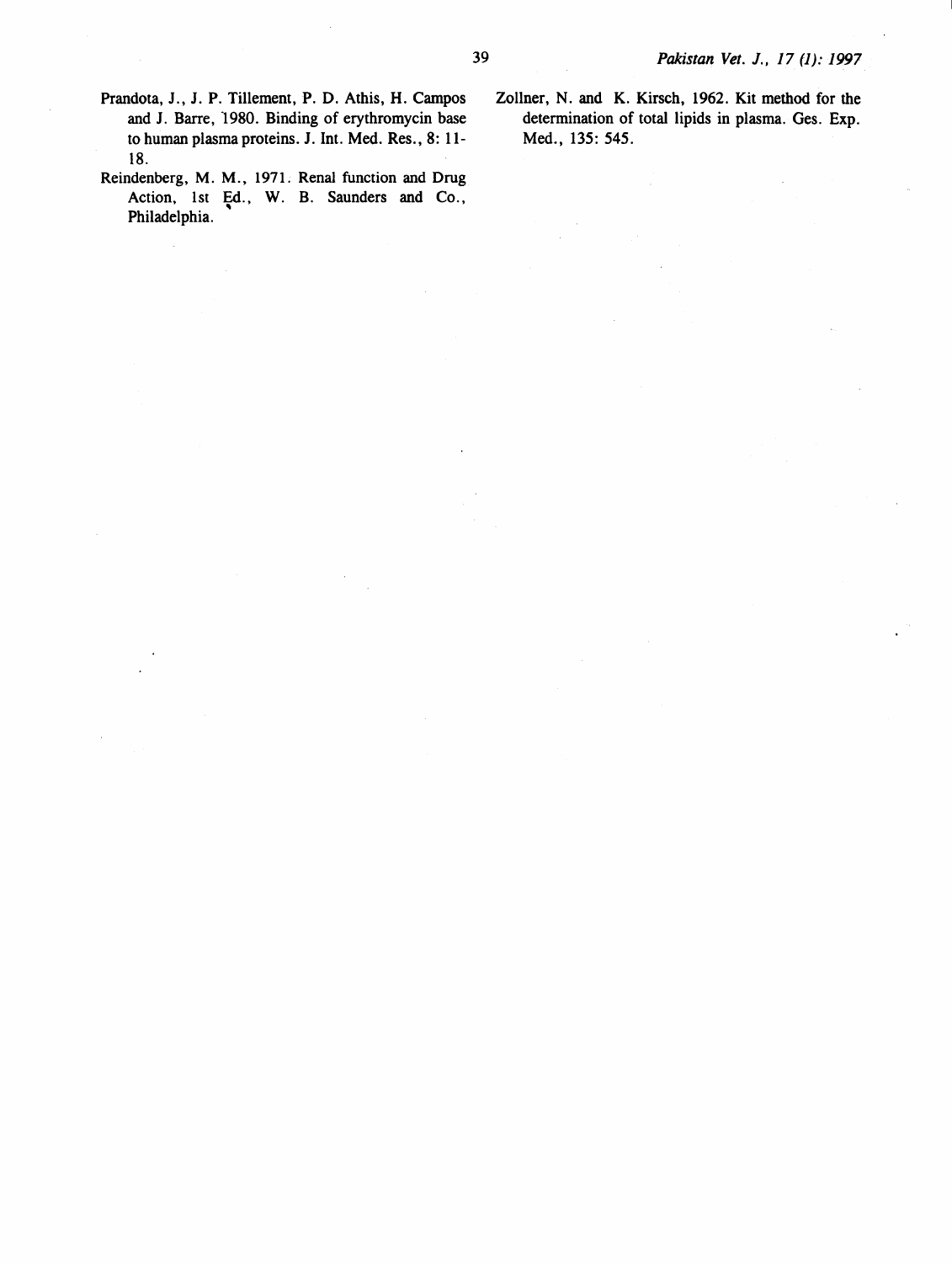Prandota, J., J. P. Tillement, P. D. Athis, H. Campos and J. Barre, 1980. Binding of erythromycin base to human plasma proteins. J. Int. Med. Res., 8: 11-18.

Reindenberg, M. M., 1971. Renal function and Drug Action, 1st Ed., W. B. Saunders and Co., Philadelphia.

Zollner, N. and K. Kirsch, 1962. Kit method for the determination of total lipids in plasma. Ges. Exp. Med., 135: 545.